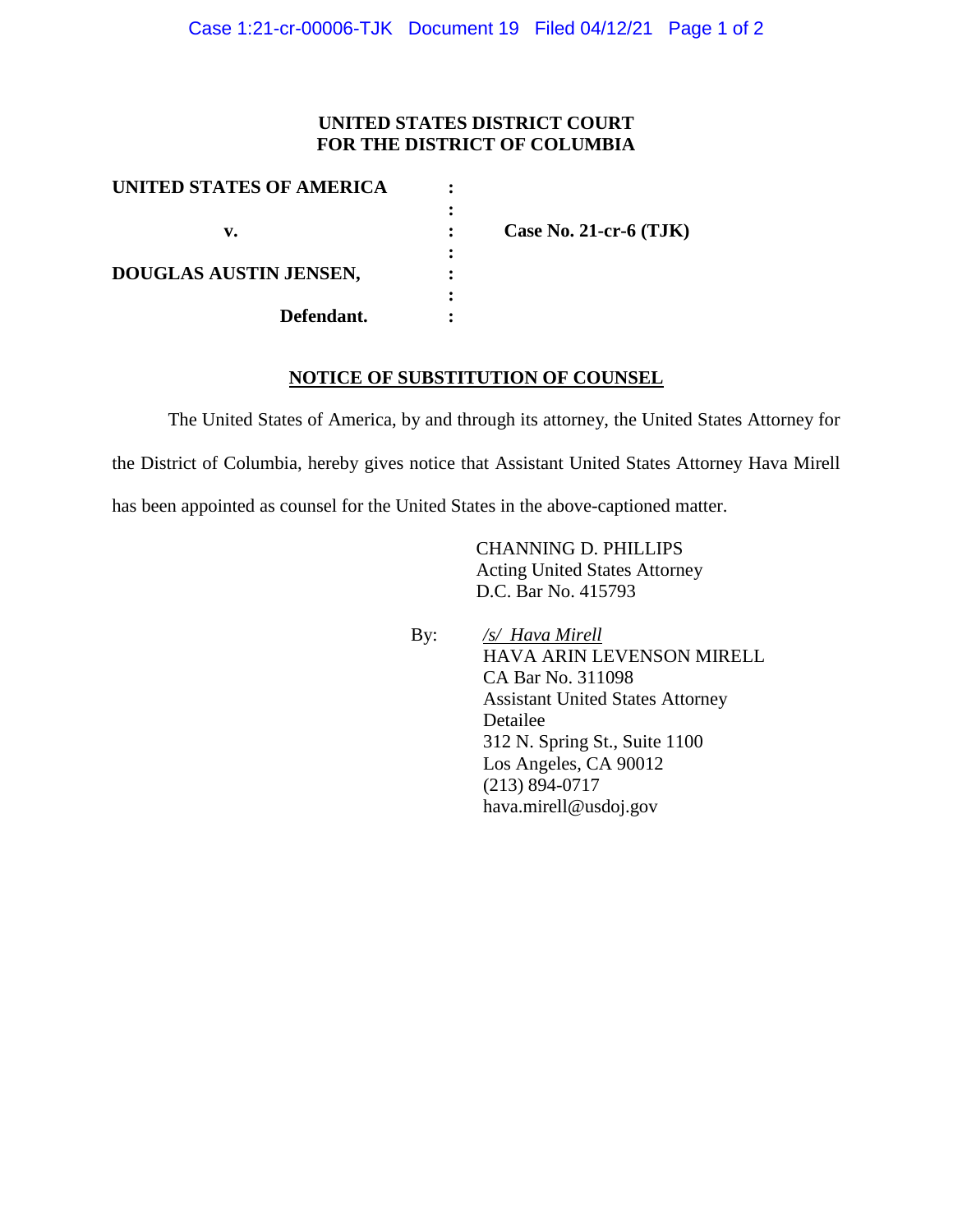**UNITED STATES DISTRICT COURT**
**FOR THE DISTRICT OF COLUMBIA**

| | | |
|---|---|---|
| **UNITED STATES OF AMERICA** | : | |
| | : | |
| **v.** | : | **Case No. 21-cr-6 (TJK)** |
| | : | |
| **DOUGLAS AUSTIN JENSEN,** | : | |
| | : | |
| **Defendant.** | : | |

## NOTICE OF SUBSTITUTION OF COUNSEL

The United States of America, by and through its attorney, the United States Attorney for the District of Columbia, hereby gives notice that Assistant United States Attorney Hava Mirell has been appointed as counsel for the United States in the above-captioned matter.

CHANNING D. PHILLIPS
Acting United States Attorney
D.C. Bar No. 415793

By: *ͧ/s/ Hava Mirell*
HAVA ARIN LEVENSON MIRELL
CA Bar No. 311098
Assistant United States Attorney
Detailee
312 N. Spring St., Suite 1100
Los Angeles, CA 90012
(213) 894-0717
hava.mirell@usdoj.gov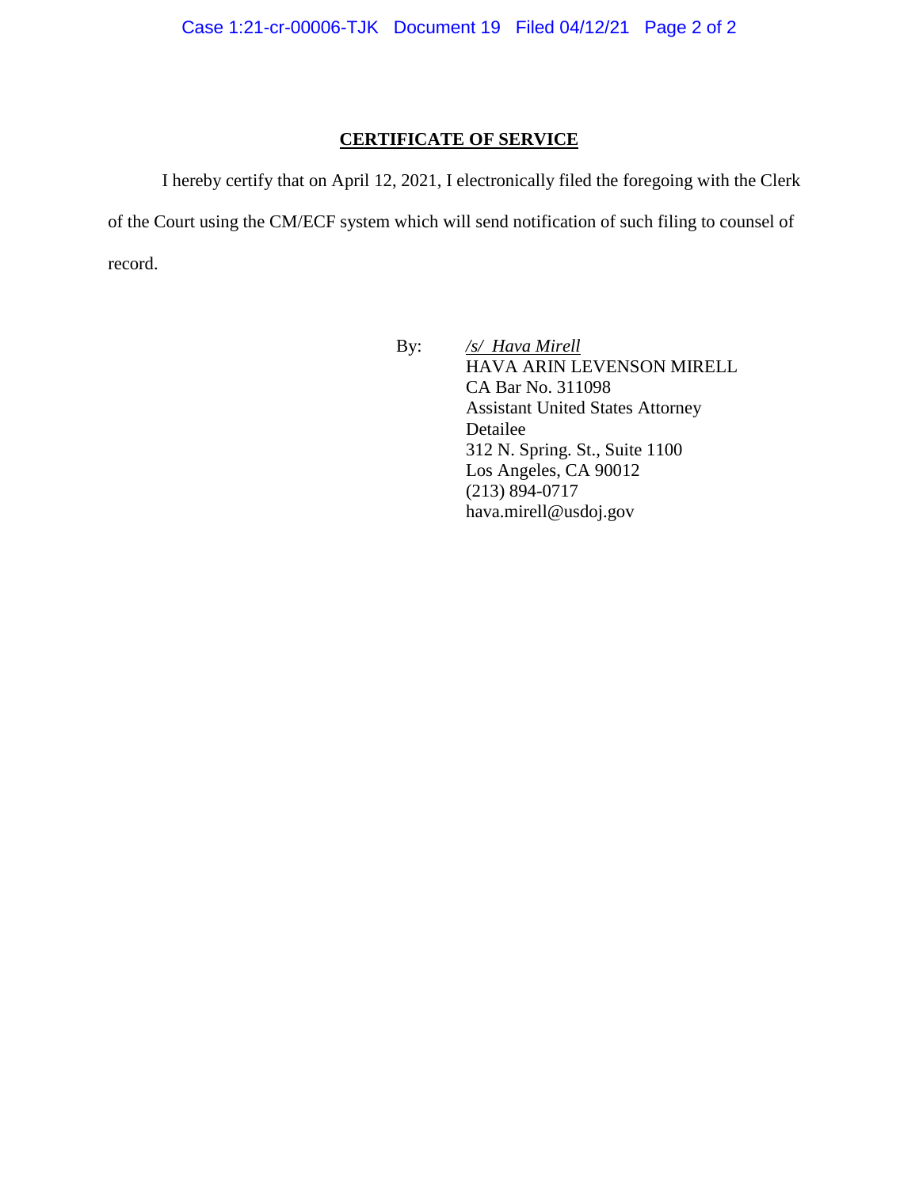## CERTIFICATE OF SERVICE

I hereby certify that on April 12, 2021, I electronically filed the foregoing with the Clerk of the Court using the CM/ECF system which will send notification of such filing to counsel of record.

By: */s/ Hava Mirell*
HAVA ARIN LEVENSON MIRELL
CA Bar No. 311098
Assistant United States Attorney
Detailee
312 N. Spring. St., Suite 1100
Los Angeles, CA 90012
(213) 894-0717
hava.mirell@usdoj.gov